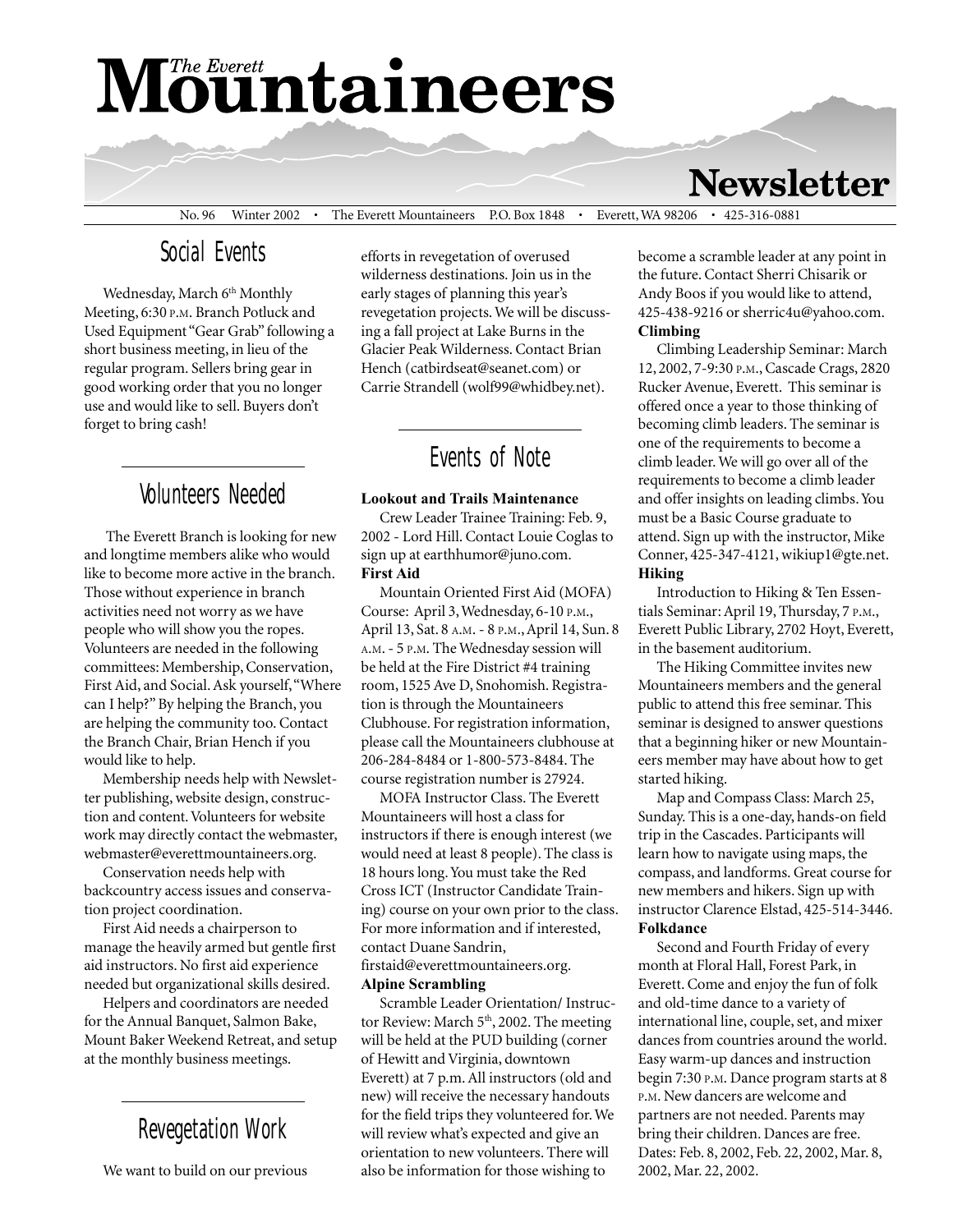# The Everett Mountaineers Newsletter

No. 96 Winter 2002 • The Everett Mountaineers P.O. Box 1848 • Everett, WA 98206 • 425-316-0881

## Social Events

Wednesday, March 6th Monthly Meeting, 6:30 P.M. Branch Potluck and Used Equipment "Gear Grab" following a short business meeting, in lieu of the regular program. Sellers bring gear in good working order that you no longer use and would like to sell. Buyers don't forget to bring cash!

## Volunteers Needed

The Everett Branch is looking for new and longtime members alike who would like to become more active in the branch. Those without experience in branch activities need not worry as we have people who will show you the ropes. Volunteers are needed in the following committees: Membership, Conservation, First Aid, and Social. Ask yourself, "Where can I help?" By helping the Branch, you are helping the community too. Contact the Branch Chair, Brian Hench if you would like to help.

Membership needs help with Newsletter publishing, website design, construction and content. Volunteers for website work may directly contact the webmaster, webmaster@everettmountaineers.org.

Conservation needs help with backcountry access issues and conservation project coordination.

First Aid needs a chairperson to manage the heavily armed but gentle first aid instructors. No first aid experience needed but organizational skills desired.

Helpers and coordinators are needed for the Annual Banquet, Salmon Bake, Mount Baker Weekend Retreat, and setup at the monthly business meetings.

## Revegetation Work

We want to build on our previous efforts in revegetation of overused wilderness destinations. Join us in the early stages of planning this year's revegetation projects. We will be discussing a fall project at Lake Burns in the Glacier Peak Wilderness. Contact Brian Hench (catbirdseat@seanet.com) or Carrie Strandell (wolf99@whidbey.net).

## Events of Note

**Lookout and Trails Maintenance**

Crew Leader Trainee Training: Feb. 9, 2002 - Lord Hill. Contact Louie Coglas to sign up at earthhumor@juno.com.

**First Aid**

Mountain Oriented First Aid (MOFA) Course: April 3, Wednesday, 6-10 P.M., April 13, Sat. 8 A.M. - 8 P.M., April 14, Sun. 8 A.M. - 5 P.M. The Wednesday session will be held at the Fire District #4 training room, 1525 Ave D, Snohomish. Registration is through the Mountaineers Clubhouse. For registration information, please call the Mountaineers clubhouse at 206-284-8484 or 1-800-573-8484. The course registration number is 27924.

MOFA Instructor Class. The Everett Mountaineers will host a class for instructors if there is enough interest (we would need at least 8 people). The class is 18 hours long. You must take the Red Cross ICT (Instructor Candidate Training) course on your own prior to the class. For more information and if interested, contact Duane Sandrin, firstaid@everettmountaineers.org.

**Alpine Scrambling**

Scramble Leader Orientation/ Instructor Review: March 5th, 2002. The meeting will be held at the PUD building (corner of Hewitt and Virginia, downtown Everett) at 7 p.m. All instructors (old and new) will receive the necessary handouts for the field trips they volunteered for. We will review what's expected and give an orientation to new volunteers. There will also be information for those wishing to become a scramble leader at any point in the future. Contact Sherri Chisarik or Andy Boos if you would like to attend, 425-438-9216 or sherric4u@yahoo.com.

**Climbing**

Climbing Leadership Seminar: March 12, 2002, 7-9:30 P.M., Cascade Crags, 2820 Rucker Avenue, Everett. This seminar is offered once a year to those thinking of becoming climb leaders. The seminar is one of the requirements to become a climb leader. We will go over all of the requirements to become a climb leader and offer insights on leading climbs. You must be a Basic Course graduate to attend. Sign up with the instructor, Mike Conner, 425-347-4121, wikiup1@gte.net.

**Hiking**

Introduction to Hiking & Ten Essentials Seminar: April 19, Thursday, 7 P.M., Everett Public Library, 2702 Hoyt, Everett, in the basement auditorium.

The Hiking Committee invites new Mountaineers members and the general public to attend this free seminar. This seminar is designed to answer questions that a beginning hiker or new Mountaineers member may have about how to get started hiking.

Map and Compass Class: March 25, Sunday. This is a one-day, hands-on field trip in the Cascades. Participants will learn how to navigate using maps, the compass, and landforms. Great course for new members and hikers. Sign up with instructor Clarence Elstad, 425-514-3446.

**Folkdance**

Second and Fourth Friday of every month at Floral Hall, Forest Park, in Everett. Come and enjoy the fun of folk and old-time dance to a variety of international line, couple, set, and mixer dances from countries around the world. Easy warm-up dances and instruction begin 7:30 P.M. Dance program starts at 8 P.M. New dancers are welcome and partners are not needed. Parents may bring their children. Dances are free. Dates: Feb. 8, 2002, Feb. 22, 2002, Mar. 8, 2002, Mar. 22, 2002.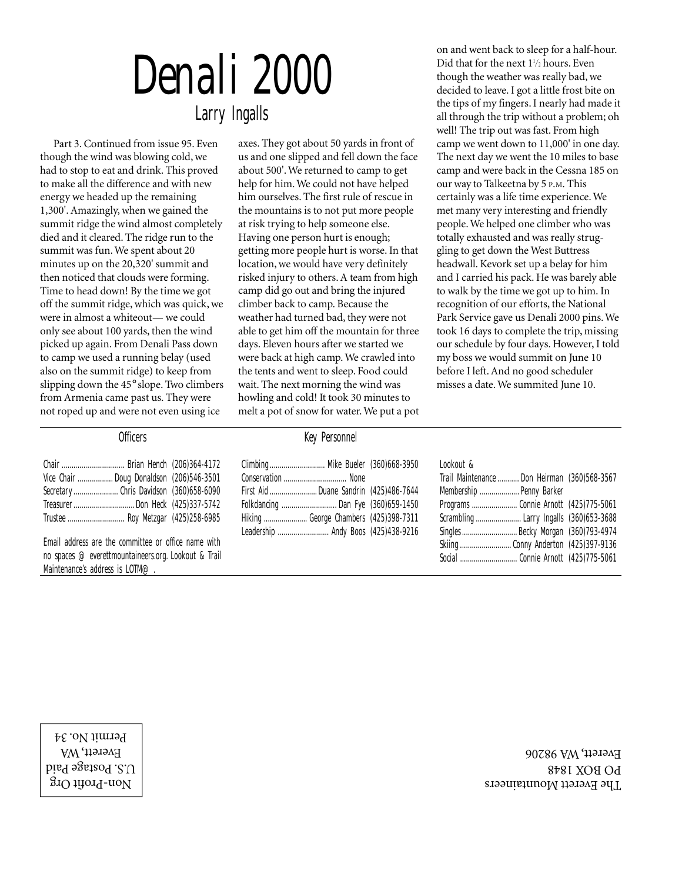# Denali 2000

## Larry Ingalls

Part 3. Continued from issue 95. Even though the wind was blowing cold, we had to stop to eat and drink. This proved to make all the difference and with new energy we headed up the remaining 1,300'. Amazingly, when we gained the summit ridge the wind almost completely died and it cleared. The ridge run to the summit was fun. We spent about 20 minutes up on the 20,320' summit and then noticed that clouds were forming. Time to head down! By the time we got off the summit ridge, which was quick, we were in almost a whiteout— we could only see about 100 yards, then the wind picked up again. From Denali Pass down to camp we used a running belay (used also on the summit ridge) to keep from slipping down the 45° slope. Two climbers from Armenia came past us. They were not roped up and were not even using ice axes. They got about 50 yards in front of us and one slipped and fell down the face about 500'. We returned to camp to get help for him. We could not have helped him ourselves. The first rule of rescue in the mountains is to not put more people at risk trying to help someone else. Having one person hurt is enough; getting more people hurt is worse. In that location, we would have very definitely risked injury to others. A team from high camp did go out and bring the injured climber back to camp. Because the weather had turned bad, they were not able to get him off the mountain for three days. Eleven hours after we started we were back at high camp. We crawled into the tents and went to sleep. Food could wait. The next morning the wind was howling and cold! It took 30 minutes to melt a pot of snow for water. We put a pot on and went back to sleep for a half-hour. Did that for the next 1½ hours. Even though the weather was really bad, we decided to leave. I got a little frost bite on the tips of my fingers. I nearly had made it all through the trip without a problem; oh well! The trip out was fast. From high camp we went down to 11,000' in one day. The next day we went the 10 miles to base camp and were back in the Cessna 185 on our way to Talkeetna by 5 P.M. This certainly was a life time experience. We met many very interesting and friendly people. We helped one climber who was totally exhausted and was really struggling to get down the West Buttress headwall. Kevork set up a belay for him and I carried his pack. He was barely able to walk by the time we got up to him. In recognition of our efforts, the National Park Service gave us Denali 2000 pins. We took 16 days to complete the trip, missing our schedule by four days. However, I told my boss we would summit on June 10 before I left. And no good scheduler misses a date. We summited June 10.

---

### Officers

| | | |
|---|---|---|
| Chair | Brian Hench | (206)364-4172 |
| Vice Chair | Doug Donaldson | (206)546-3501 |
| Secretary | Chris Davidson | (360)658-6090 |
| Treasurer | Don Heck | (425)337-5742 |
| Trustee | Roy Metzgar | (425)258-6985 |

Email address are the committee or office name with no spaces @ everettmountaineers.org. Lookout & Trail Maintenance's address is LOTM@ .

### Key Personnel

| | | |
|---|---|---|
| Climbing | Mike Bueler | (360)668-3950 |
| Conservation | None | |
| First Aid | Duane Sandrin | (425)486-7644 |
| Folkdancing | Dan Fye | (360)659-1450 |
| Hiking | George Chambers | (425)398-7311 |
| Leadership | Andy Boos | (425)438-9216 |
| Lookout & Trail Maintenance | Don Heirman | (360)568-3567 |
| Membership | Penny Barker | |
| Programs | Connie Arnott | (425)775-5061 |
| Scrambling | Larry Ingalls | (360)653-3688 |
| Singles | Becky Morgan | (360)793-4974 |
| Skiing | Conny Anderton | (425)397-9136 |
| Social | Connie Arnott | (425)775-5061 |

The Everett Mountaineers
PO BOX 1848
Everett, WA 98206

Non-Profit Org
U.S. Postage Paid
Everett, WA
Permit No. 34